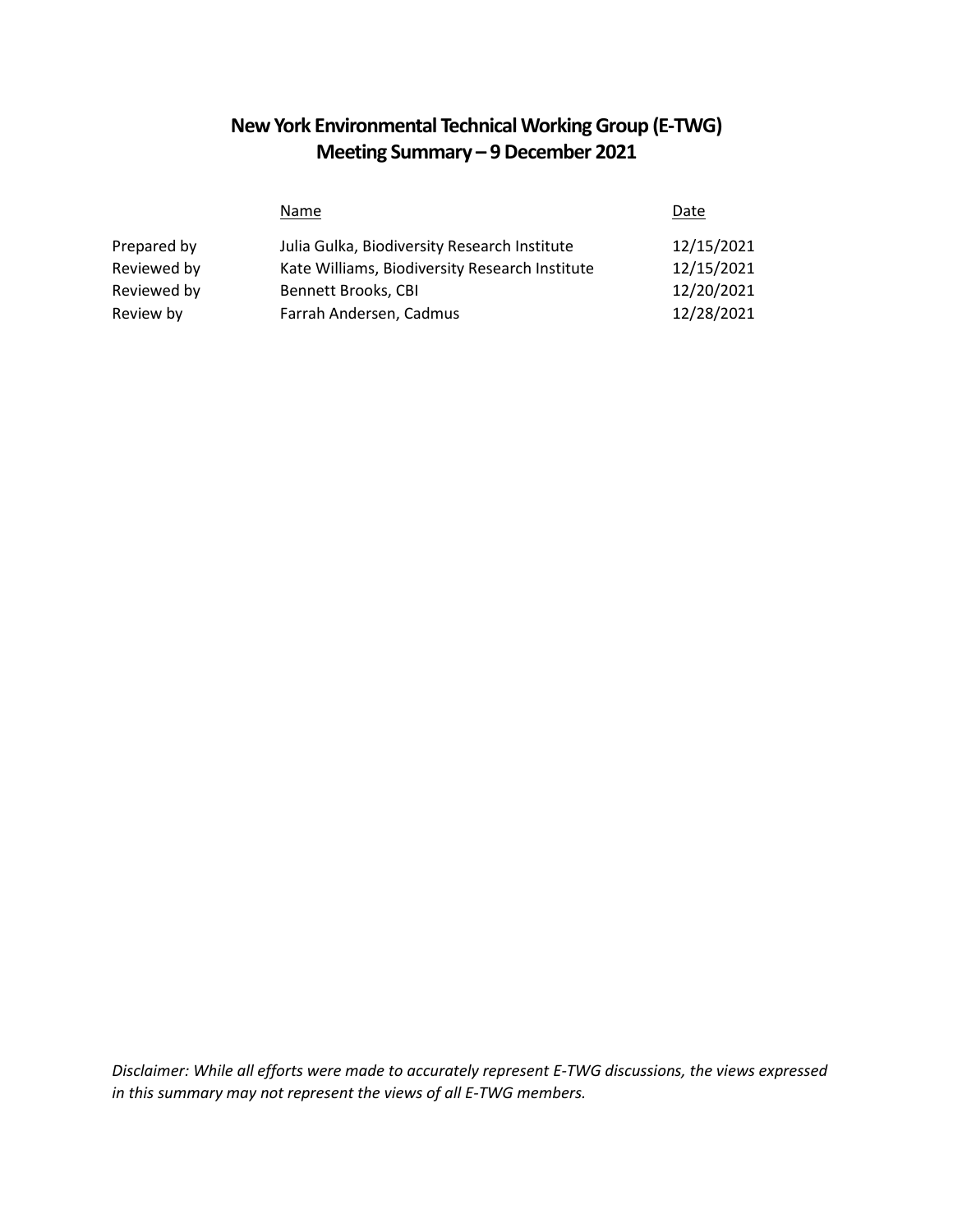# New York Environmental Technical Working Group (E-TWG) Meeting Summary – 9 December 2021

| | Name | Date |
|---|---|---|
| Prepared by | Julia Gulka, Biodiversity Research Institute | 12/15/2021 |
| Reviewed by | Kate Williams, Biodiversity Research Institute | 12/15/2021 |
| Reviewed by | Bennett Brooks, CBI | 12/20/2021 |
| Review by | Farrah Andersen, Cadmus | 12/28/2021 |

*Disclaimer: While all efforts were made to accurately represent E-TWG discussions, the views expressed in this summary may not represent the views of all E-TWG members.*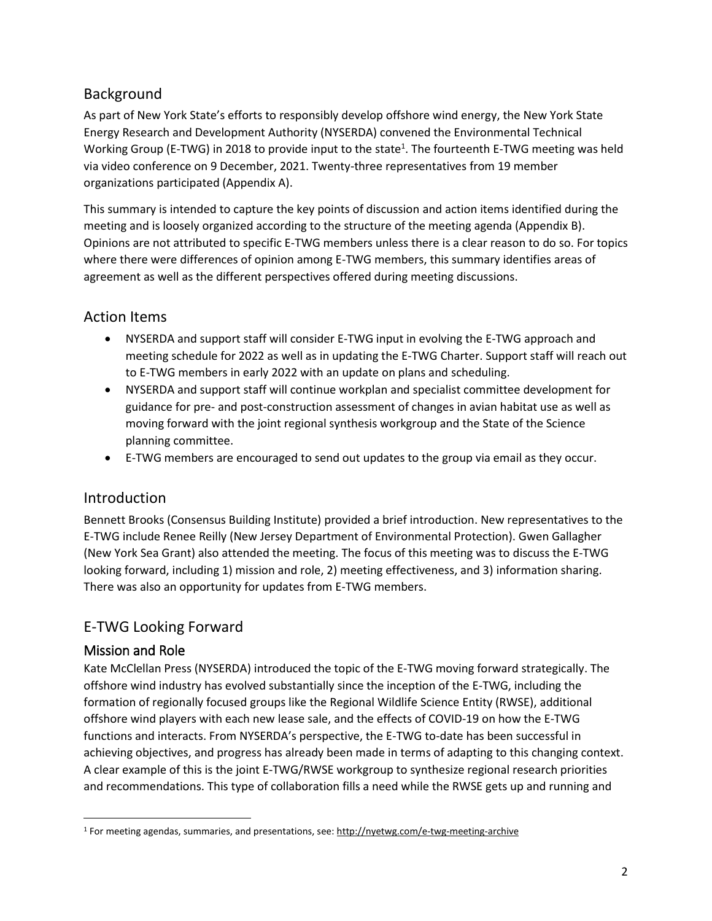## Background

As part of New York State's efforts to responsibly develop offshore wind energy, the New York State Energy Research and Development Authority (NYSERDA) convened the Environmental Technical Working Group (E-TWG) in 2018 to provide input to the state[1]. The fourteenth E-TWG meeting was held via video conference on 9 December, 2021. Twenty-three representatives from 19 member organizations participated (Appendix A).

This summary is intended to capture the key points of discussion and action items identified during the meeting and is loosely organized according to the structure of the meeting agenda (Appendix B). Opinions are not attributed to specific E-TWG members unless there is a clear reason to do so. For topics where there were differences of opinion among E-TWG members, this summary identifies areas of agreement as well as the different perspectives offered during meeting discussions.

## Action Items

- NYSERDA and support staff will consider E-TWG input in evolving the E-TWG approach and meeting schedule for 2022 as well as in updating the E-TWG Charter. Support staff will reach out to E-TWG members in early 2022 with an update on plans and scheduling.
- NYSERDA and support staff will continue workplan and specialist committee development for guidance for pre- and post-construction assessment of changes in avian habitat use as well as moving forward with the joint regional synthesis workgroup and the State of the Science planning committee.
- E-TWG members are encouraged to send out updates to the group via email as they occur.

## Introduction

Bennett Brooks (Consensus Building Institute) provided a brief introduction. New representatives to the E-TWG include Renee Reilly (New Jersey Department of Environmental Protection). Gwen Gallagher (New York Sea Grant) also attended the meeting. The focus of this meeting was to discuss the E-TWG looking forward, including 1) mission and role, 2) meeting effectiveness, and 3) information sharing. There was also an opportunity for updates from E-TWG members.

## E-TWG Looking Forward

### Mission and Role

Kate McClellan Press (NYSERDA) introduced the topic of the E-TWG moving forward strategically. The offshore wind industry has evolved substantially since the inception of the E-TWG, including the formation of regionally focused groups like the Regional Wildlife Science Entity (RWSE), additional offshore wind players with each new lease sale, and the effects of COVID-19 on how the E-TWG functions and interacts. From NYSERDA's perspective, the E-TWG to-date has been successful in achieving objectives, and progress has already been made in terms of adapting to this changing context. A clear example of this is the joint E-TWG/RWSE workgroup to synthesize regional research priorities and recommendations. This type of collaboration fills a need while the RWSE gets up and running and

[1] For meeting agendas, summaries, and presentations, see: http://nyetwg.com/e-twg-meeting-archive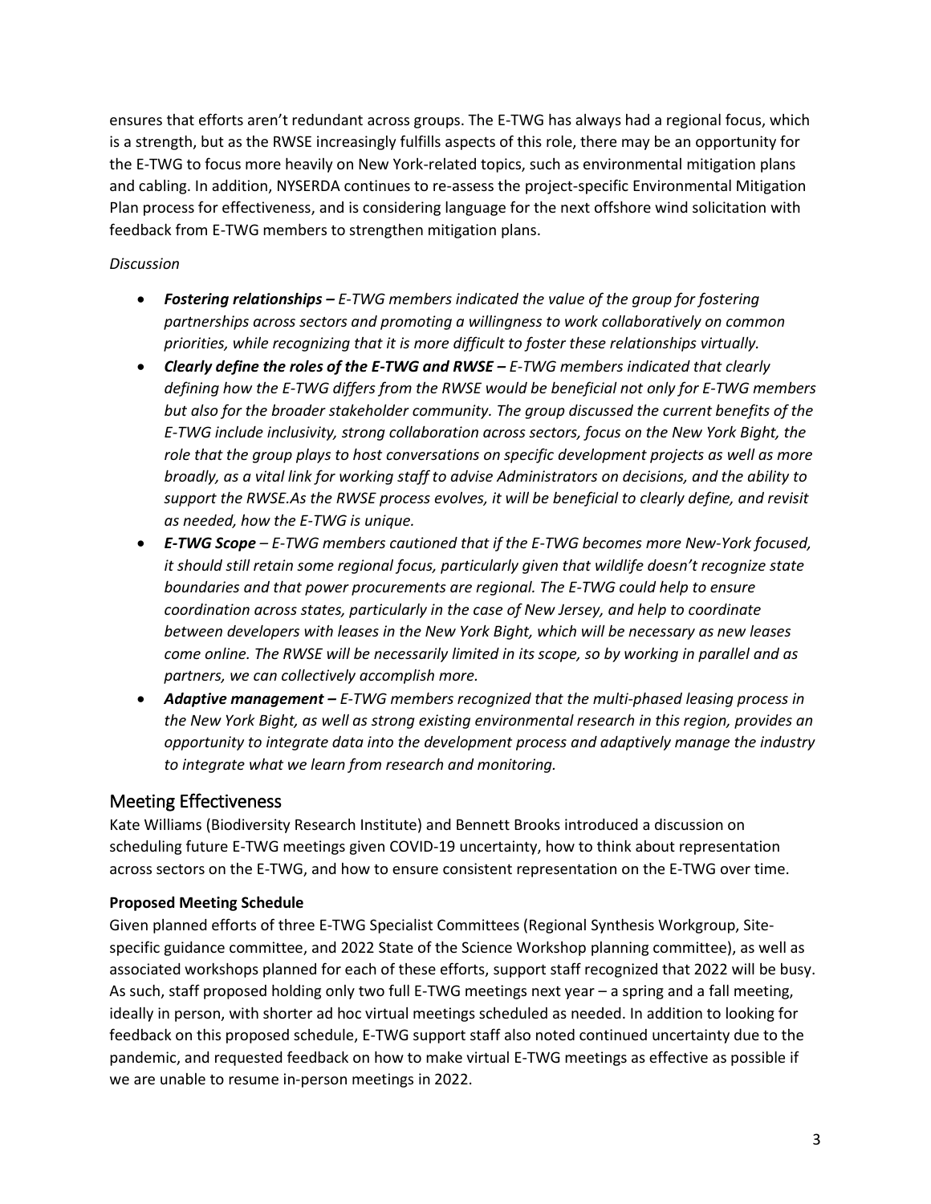ensures that efforts aren't redundant across groups. The E-TWG has always had a regional focus, which is a strength, but as the RWSE increasingly fulfills aspects of this role, there may be an opportunity for the E-TWG to focus more heavily on New York-related topics, such as environmental mitigation plans and cabling. In addition, NYSERDA continues to re-assess the project-specific Environmental Mitigation Plan process for effectiveness, and is considering language for the next offshore wind solicitation with feedback from E-TWG members to strengthen mitigation plans.

*Discussion*

- ***Fostering relationships –*** *E-TWG members indicated the value of the group for fostering partnerships across sectors and promoting a willingness to work collaboratively on common priorities, while recognizing that it is more difficult to foster these relationships virtually.*
- ***Clearly define the roles of the E-TWG and RWSE –*** *E-TWG members indicated that clearly defining how the E-TWG differs from the RWSE would be beneficial not only for E-TWG members but also for the broader stakeholder community. The group discussed the current benefits of the E-TWG include inclusivity, strong collaboration across sectors, focus on the New York Bight, the role that the group plays to host conversations on specific development projects as well as more broadly, as a vital link for working staff to advise Administrators on decisions, and the ability to support the RWSE.As the RWSE process evolves, it will be beneficial to clearly define, and revisit as needed, how the E-TWG is unique.*
- ***E-TWG Scope*** *– E-TWG members cautioned that if the E-TWG becomes more New-York focused, it should still retain some regional focus, particularly given that wildlife doesn't recognize state boundaries and that power procurements are regional. The E-TWG could help to ensure coordination across states, particularly in the case of New Jersey, and help to coordinate between developers with leases in the New York Bight, which will be necessary as new leases come online. The RWSE will be necessarily limited in its scope, so by working in parallel and as partners, we can collectively accomplish more.*
- ***Adaptive management –*** *E-TWG members recognized that the multi-phased leasing process in the New York Bight, as well as strong existing environmental research in this region, provides an opportunity to integrate data into the development process and adaptively manage the industry to integrate what we learn from research and monitoring.*

## Meeting Effectiveness

Kate Williams (Biodiversity Research Institute) and Bennett Brooks introduced a discussion on scheduling future E-TWG meetings given COVID-19 uncertainty, how to think about representation across sectors on the E-TWG, and how to ensure consistent representation on the E-TWG over time.

**Proposed Meeting Schedule**

Given planned efforts of three E-TWG Specialist Committees (Regional Synthesis Workgroup, Site-specific guidance committee, and 2022 State of the Science Workshop planning committee), as well as associated workshops planned for each of these efforts, support staff recognized that 2022 will be busy. As such, staff proposed holding only two full E-TWG meetings next year – a spring and a fall meeting, ideally in person, with shorter ad hoc virtual meetings scheduled as needed. In addition to looking for feedback on this proposed schedule, E-TWG support staff also noted continued uncertainty due to the pandemic, and requested feedback on how to make virtual E-TWG meetings as effective as possible if we are unable to resume in-person meetings in 2022.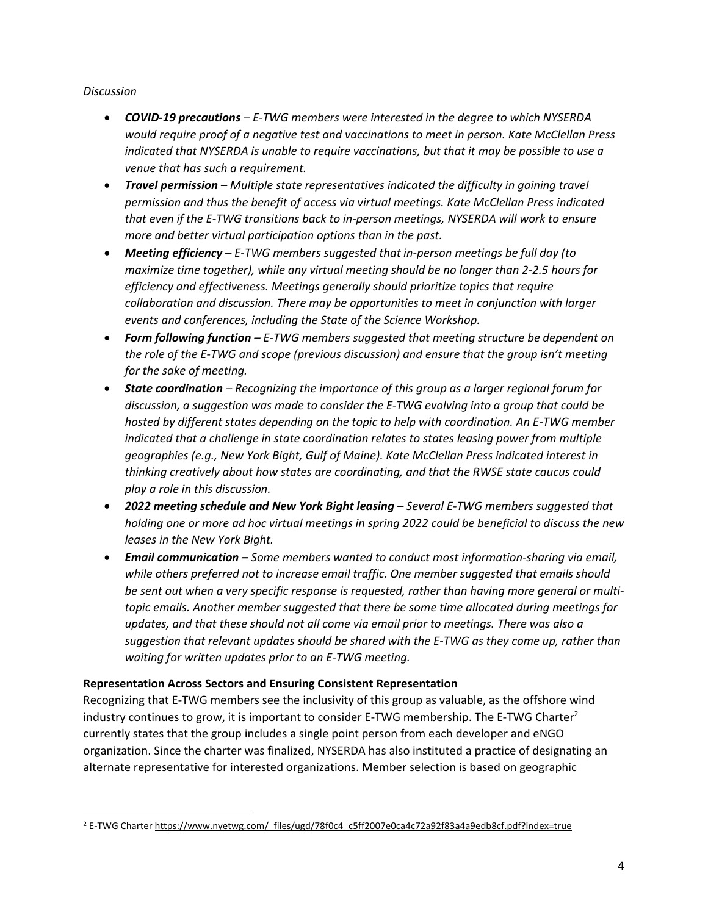*Discussion*

- ***COVID-19 precautions*** *– E-TWG members were interested in the degree to which NYSERDA would require proof of a negative test and vaccinations to meet in person. Kate McClellan Press indicated that NYSERDA is unable to require vaccinations, but that it may be possible to use a venue that has such a requirement.*
- ***Travel permission*** *– Multiple state representatives indicated the difficulty in gaining travel permission and thus the benefit of access via virtual meetings. Kate McClellan Press indicated that even if the E-TWG transitions back to in-person meetings, NYSERDA will work to ensure more and better virtual participation options than in the past.*
- ***Meeting efficiency*** *– E-TWG members suggested that in-person meetings be full day (to maximize time together), while any virtual meeting should be no longer than 2-2.5 hours for efficiency and effectiveness. Meetings generally should prioritize topics that require collaboration and discussion. There may be opportunities to meet in conjunction with larger events and conferences, including the State of the Science Workshop.*
- ***Form following function*** *– E-TWG members suggested that meeting structure be dependent on the role of the E-TWG and scope (previous discussion) and ensure that the group isn't meeting for the sake of meeting.*
- ***State coordination*** *– Recognizing the importance of this group as a larger regional forum for discussion, a suggestion was made to consider the E-TWG evolving into a group that could be hosted by different states depending on the topic to help with coordination. An E-TWG member indicated that a challenge in state coordination relates to states leasing power from multiple geographies (e.g., New York Bight, Gulf of Maine). Kate McClellan Press indicated interest in thinking creatively about how states are coordinating, and that the RWSE state caucus could play a role in this discussion.*
- ***2022 meeting schedule and New York Bight leasing*** *– Several E-TWG members suggested that holding one or more ad hoc virtual meetings in spring 2022 could be beneficial to discuss the new leases in the New York Bight.*
- ***Email communication –*** *Some members wanted to conduct most information-sharing via email, while others preferred not to increase email traffic. One member suggested that emails should be sent out when a very specific response is requested, rather than having more general or multi-topic emails. Another member suggested that there be some time allocated during meetings for updates, and that these should not all come via email prior to meetings. There was also a suggestion that relevant updates should be shared with the E-TWG as they come up, rather than waiting for written updates prior to an E-TWG meeting.*

**Representation Across Sectors and Ensuring Consistent Representation**

Recognizing that E-TWG members see the inclusivity of this group as valuable, as the offshore wind industry continues to grow, it is important to consider E-TWG membership. The E-TWG Charter[2] currently states that the group includes a single point person from each developer and eNGO organization. Since the charter was finalized, NYSERDA has also instituted a practice of designating an alternate representative for interested organizations. Member selection is based on geographic

[2] E-TWG Charter https://www.nyetwg.com/_files/ugd/78f0c4_c5ff2007e0ca4c72a92f83a4a9edb8cf.pdf?index=true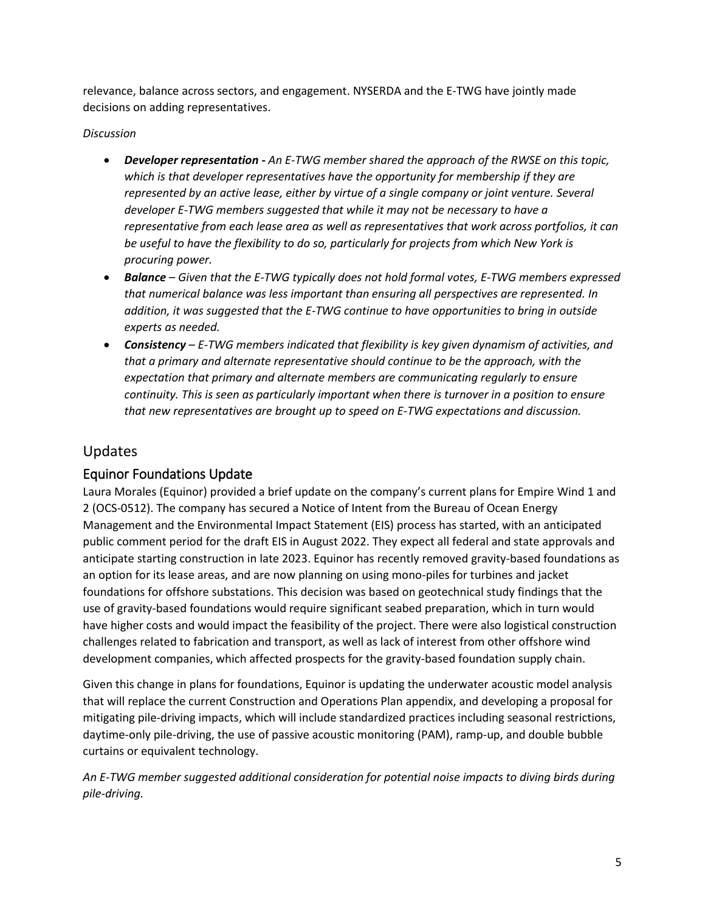relevance, balance across sectors, and engagement. NYSERDA and the E-TWG have jointly made decisions on adding representatives.

*Discussion*

- ***Developer representation -*** *An E-TWG member shared the approach of the RWSE on this topic, which is that developer representatives have the opportunity for membership if they are represented by an active lease, either by virtue of a single company or joint venture. Several developer E-TWG members suggested that while it may not be necessary to have a representative from each lease area as well as representatives that work across portfolios, it can be useful to have the flexibility to do so, particularly for projects from which New York is procuring power.*
- ***Balance*** *– Given that the E-TWG typically does not hold formal votes, E-TWG members expressed that numerical balance was less important than ensuring all perspectives are represented. In addition, it was suggested that the E-TWG continue to have opportunities to bring in outside experts as needed.*
- ***Consistency*** *– E-TWG members indicated that flexibility is key given dynamism of activities, and that a primary and alternate representative should continue to be the approach, with the expectation that primary and alternate members are communicating regularly to ensure continuity. This is seen as particularly important when there is turnover in a position to ensure that new representatives are brought up to speed on E-TWG expectations and discussion.*

# Updates

## Equinor Foundations Update

Laura Morales (Equinor) provided a brief update on the company's current plans for Empire Wind 1 and 2 (OCS-0512). The company has secured a Notice of Intent from the Bureau of Ocean Energy Management and the Environmental Impact Statement (EIS) process has started, with an anticipated public comment period for the draft EIS in August 2022. They expect all federal and state approvals and anticipate starting construction in late 2023. Equinor has recently removed gravity-based foundations as an option for its lease areas, and are now planning on using mono-piles for turbines and jacket foundations for offshore substations. This decision was based on geotechnical study findings that the use of gravity-based foundations would require significant seabed preparation, which in turn would have higher costs and would impact the feasibility of the project. There were also logistical construction challenges related to fabrication and transport, as well as lack of interest from other offshore wind development companies, which affected prospects for the gravity-based foundation supply chain.

Given this change in plans for foundations, Equinor is updating the underwater acoustic model analysis that will replace the current Construction and Operations Plan appendix, and developing a proposal for mitigating pile-driving impacts, which will include standardized practices including seasonal restrictions, daytime-only pile-driving, the use of passive acoustic monitoring (PAM), ramp-up, and double bubble curtains or equivalent technology.

*An E-TWG member suggested additional consideration for potential noise impacts to diving birds during pile-driving.*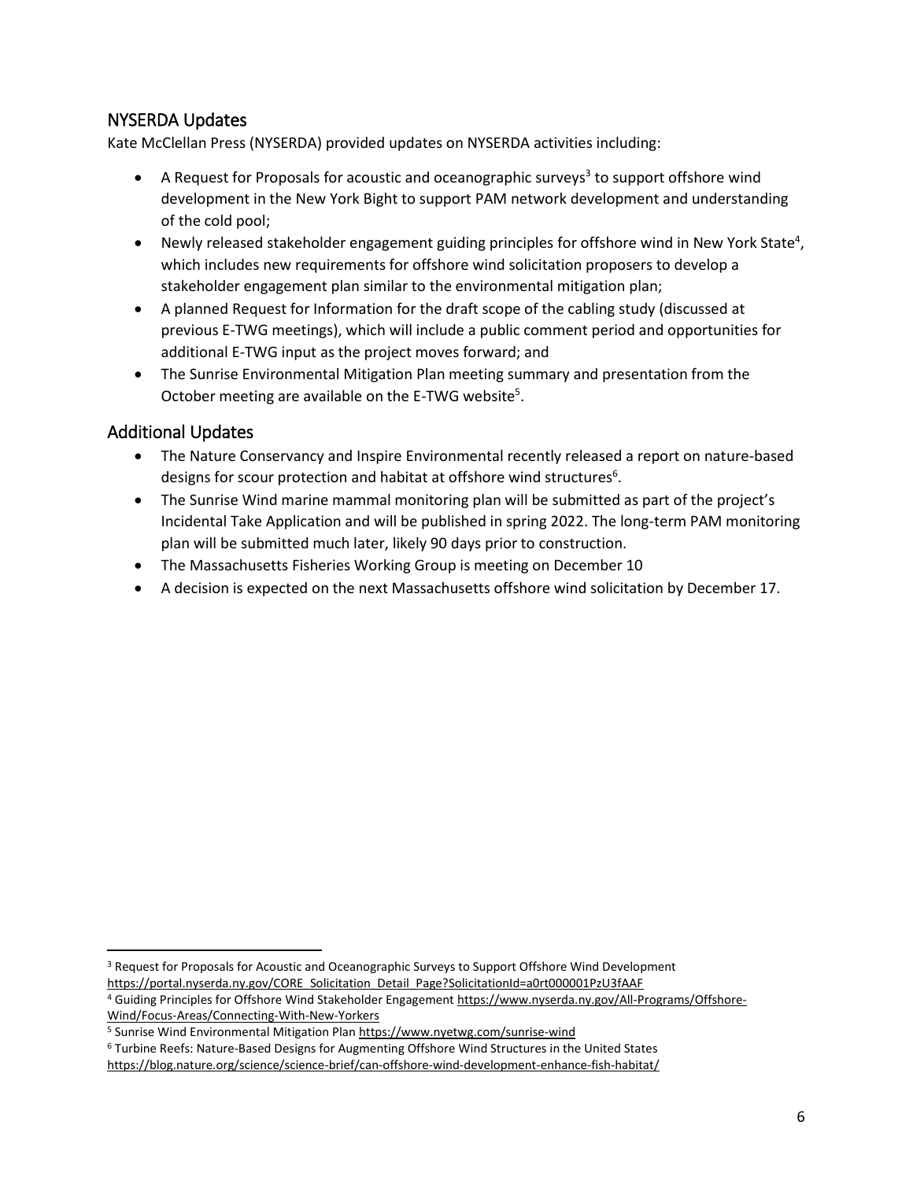## NYSERDA Updates

Kate McClellan Press (NYSERDA) provided updates on NYSERDA activities including:

- A Request for Proposals for acoustic and oceanographic surveys[3] to support offshore wind development in the New York Bight to support PAM network development and understanding of the cold pool;
- Newly released stakeholder engagement guiding principles for offshore wind in New York State[4], which includes new requirements for offshore wind solicitation proposers to develop a stakeholder engagement plan similar to the environmental mitigation plan;
- A planned Request for Information for the draft scope of the cabling study (discussed at previous E-TWG meetings), which will include a public comment period and opportunities for additional E-TWG input as the project moves forward; and
- The Sunrise Environmental Mitigation Plan meeting summary and presentation from the October meeting are available on the E-TWG website[5].

## Additional Updates

- The Nature Conservancy and Inspire Environmental recently released a report on nature-based designs for scour protection and habitat at offshore wind structures[6].
- The Sunrise Wind marine mammal monitoring plan will be submitted as part of the project's Incidental Take Application and will be published in spring 2022. The long-term PAM monitoring plan will be submitted much later, likely 90 days prior to construction.
- The Massachusetts Fisheries Working Group is meeting on December 10
- A decision is expected on the next Massachusetts offshore wind solicitation by December 17.

---

[3] Request for Proposals for Acoustic and Oceanographic Surveys to Support Offshore Wind Development https://portal.nyserda.ny.gov/CORE_Solicitation_Detail_Page?SolicitationId=a0rt000001PzU3fAAF

[4] Guiding Principles for Offshore Wind Stakeholder Engagement https://www.nyserda.ny.gov/All-Programs/Offshore-Wind/Focus-Areas/Connecting-With-New-Yorkers

[5] Sunrise Wind Environmental Mitigation Plan https://www.nyetwg.com/sunrise-wind

[6] Turbine Reefs: Nature-Based Designs for Augmenting Offshore Wind Structures in the United States https://blog.nature.org/science/science-brief/can-offshore-wind-development-enhance-fish-habitat/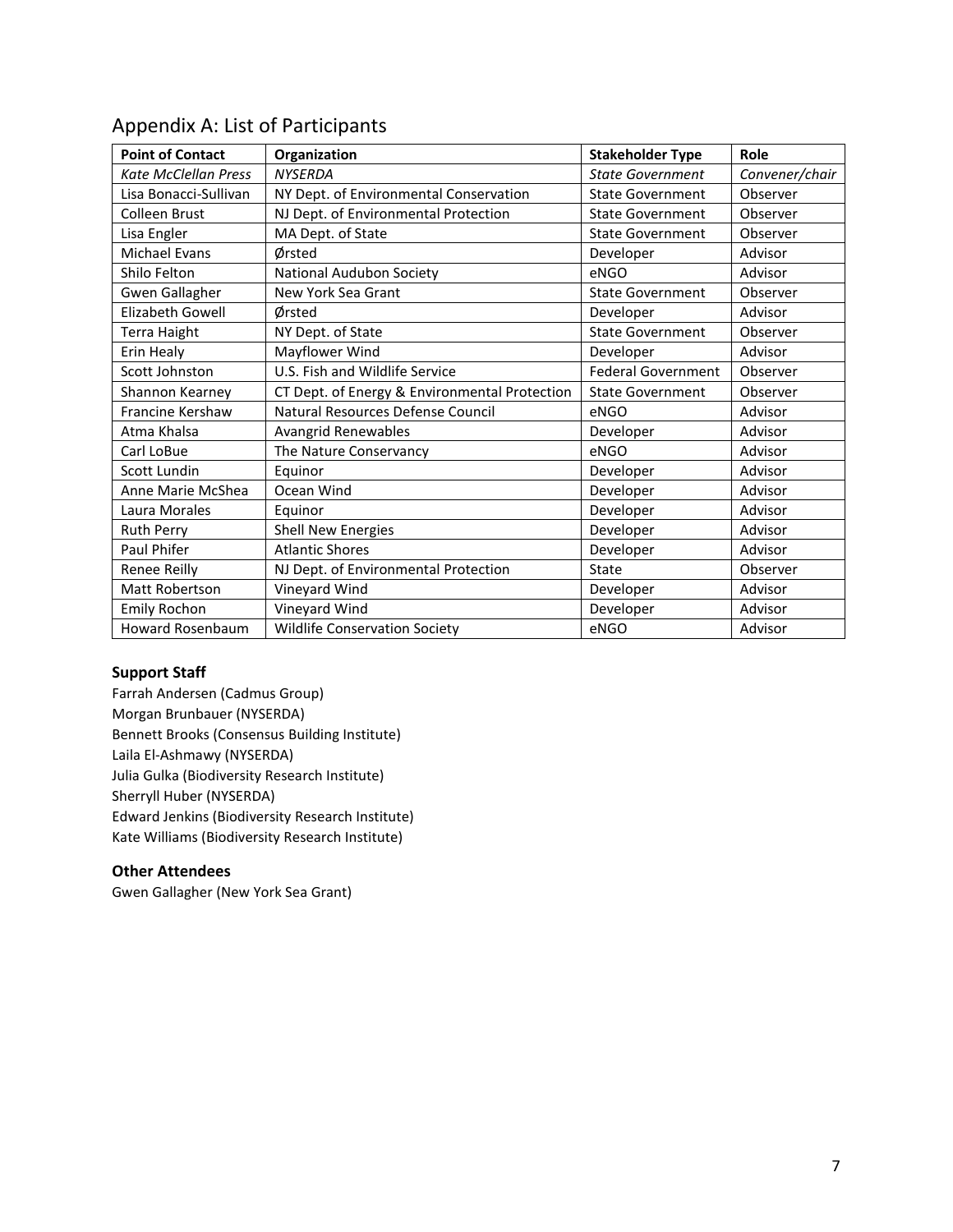## Appendix A: List of Participants

| **Point of Contact** | **Organization** | **Stakeholder Type** | **Role** |
|---|---|---|---|
| *Kate McClellan Press* | *NYSERDA* | *State Government* | *Convener/chair* |
| Lisa Bonacci-Sullivan | NY Dept. of Environmental Conservation | State Government | Observer |
| Colleen Brust | NJ Dept. of Environmental Protection | State Government | Observer |
| Lisa Engler | MA Dept. of State | State Government | Observer |
| Michael Evans | Ørsted | Developer | Advisor |
| Shilo Felton | National Audubon Society | eNGO | Advisor |
| Gwen Gallagher | New York Sea Grant | State Government | Observer |
| Elizabeth Gowell | Ørsted | Developer | Advisor |
| Terra Haight | NY Dept. of State | State Government | Observer |
| Erin Healy | Mayflower Wind | Developer | Advisor |
| Scott Johnston | U.S. Fish and Wildlife Service | Federal Government | Observer |
| Shannon Kearney | CT Dept. of Energy & Environmental Protection | State Government | Observer |
| Francine Kershaw | Natural Resources Defense Council | eNGO | Advisor |
| Atma Khalsa | Avangrid Renewables | Developer | Advisor |
| Carl LoBue | The Nature Conservancy | eNGO | Advisor |
| Scott Lundin | Equinor | Developer | Advisor |
| Anne Marie McShea | Ocean Wind | Developer | Advisor |
| Laura Morales | Equinor | Developer | Advisor |
| Ruth Perry | Shell New Energies | Developer | Advisor |
| Paul Phifer | Atlantic Shores | Developer | Advisor |
| Renee Reilly | NJ Dept. of Environmental Protection | State | Observer |
| Matt Robertson | Vineyard Wind | Developer | Advisor |
| Emily Rochon | Vineyard Wind | Developer | Advisor |
| Howard Rosenbaum | Wildlife Conservation Society | eNGO | Advisor |

### Support Staff

Farrah Andersen (Cadmus Group)
Morgan Brunbauer (NYSERDA)
Bennett Brooks (Consensus Building Institute)
Laila El-Ashmawy (NYSERDA)
Julia Gulka (Biodiversity Research Institute)
Sherryll Huber (NYSERDA)
Edward Jenkins (Biodiversity Research Institute)
Kate Williams (Biodiversity Research Institute)

### Other Attendees

Gwen Gallagher (New York Sea Grant)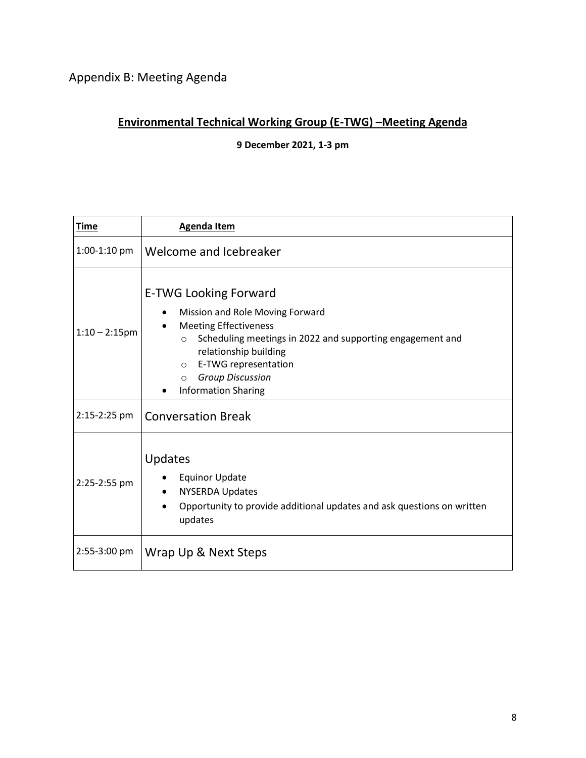# Appendix B: Meeting Agenda

## Environmental Technical Working Group (E-TWG) –Meeting Agenda

**9 December 2021, 1-3 pm**

| Time | Agenda Item |
|---|---|
| 1:00-1:10 pm | Welcome and Icebreaker |
| 1:10 – 2:15pm | E-TWG Looking Forward<br>• Mission and Role Moving Forward<br>• Meeting Effectiveness<br>  o Scheduling meetings in 2022 and supporting engagement and relationship building<br>  o E-TWG representation<br>  o *Group Discussion*<br>• Information Sharing |
| 2:15-2:25 pm | Conversation Break |
| 2:25-2:55 pm | Updates<br>• Equinor Update<br>• NYSERDA Updates<br>• Opportunity to provide additional updates and ask questions on written updates |
| 2:55-3:00 pm | Wrap Up & Next Steps |